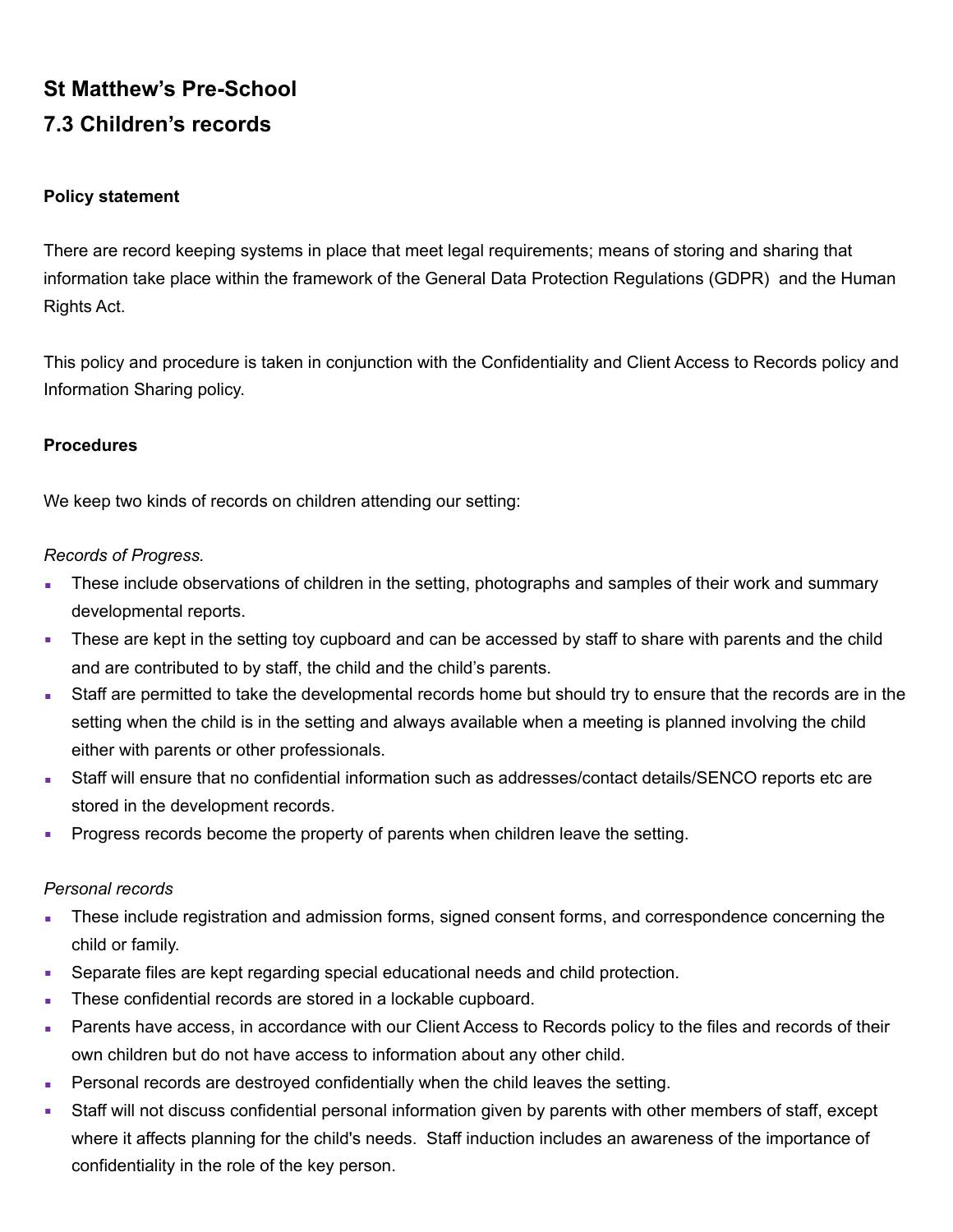# St Matthew's Pre-School

## 7.3 Children's records

**Policy statement**

There are record keeping systems in place that meet legal requirements; means of storing and sharing that information take place within the framework of the General Data Protection Regulations (GDPR) and the Human Rights Act.

This policy and procedure is taken in conjunction with the Confidentiality and Client Access to Records policy and Information Sharing policy.

**Procedures**

We keep two kinds of records on children attending our setting:

*Records of Progress.*

- These include observations of children in the setting, photographs and samples of their work and summary developmental reports.
- These are kept in the setting toy cupboard and can be accessed by staff to share with parents and the child and are contributed to by staff, the child and the child's parents.
- Staff are permitted to take the developmental records home but should try to ensure that the records are in the setting when the child is in the setting and always available when a meeting is planned involving the child either with parents or other professionals.
- Staff will ensure that no confidential information such as addresses/contact details/SENCO reports etc are stored in the development records.
- Progress records become the property of parents when children leave the setting.

*Personal records*

- These include registration and admission forms, signed consent forms, and correspondence concerning the child or family.
- Separate files are kept regarding special educational needs and child protection.
- These confidential records are stored in a lockable cupboard.
- Parents have access, in accordance with our Client Access to Records policy to the files and records of their own children but do not have access to information about any other child.
- Personal records are destroyed confidentially when the child leaves the setting.
- Staff will not discuss confidential personal information given by parents with other members of staff, except where it affects planning for the child's needs. Staff induction includes an awareness of the importance of confidentiality in the role of the key person.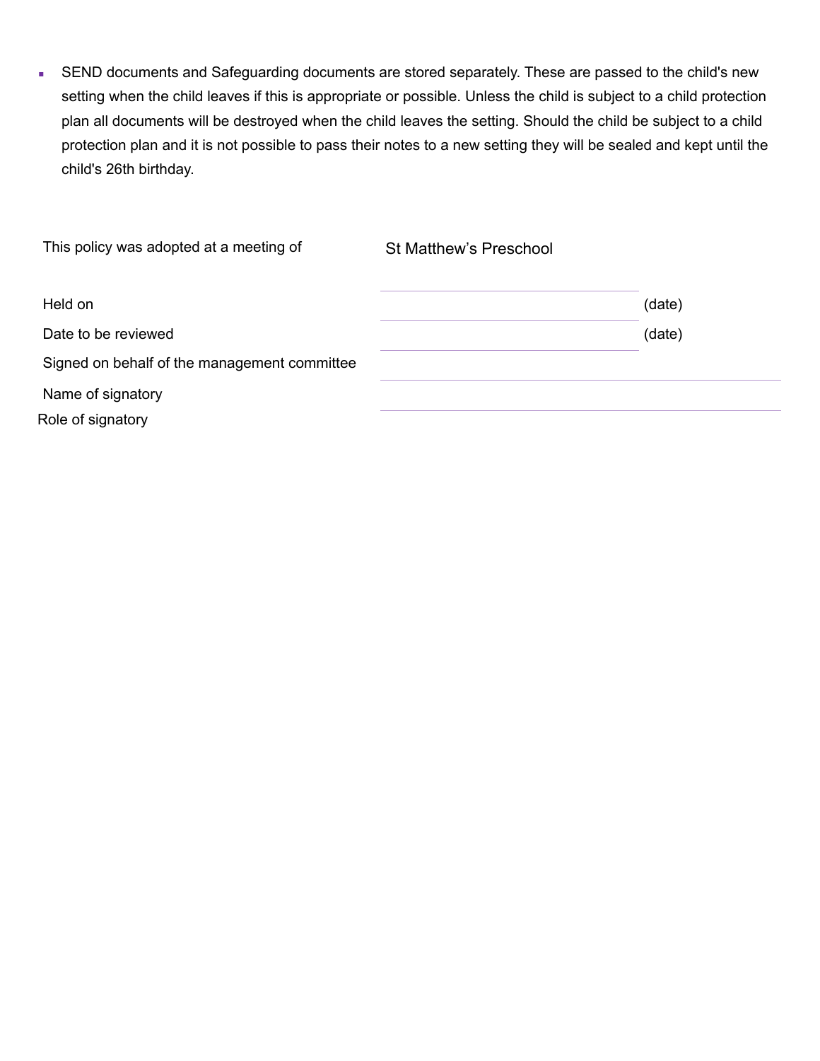- SEND documents and Safeguarding documents are stored separately. These are passed to the child's new setting when the child leaves if this is appropriate or possible. Unless the child is subject to a child protection plan all documents will be destroyed when the child leaves the setting. Should the child be subject to a child protection plan and it is not possible to pass their notes to a new setting they will be sealed and kept until the child's 26th birthday.

| | | |
|---|---|---|
| This policy was adopted at a meeting of | St Matthew's Preschool | |
| Held on | | (date) |
| Date to be reviewed | | (date) |
| Signed on behalf of the management committee | | |
| Name of signatory | | |
| Role of signatory | | |